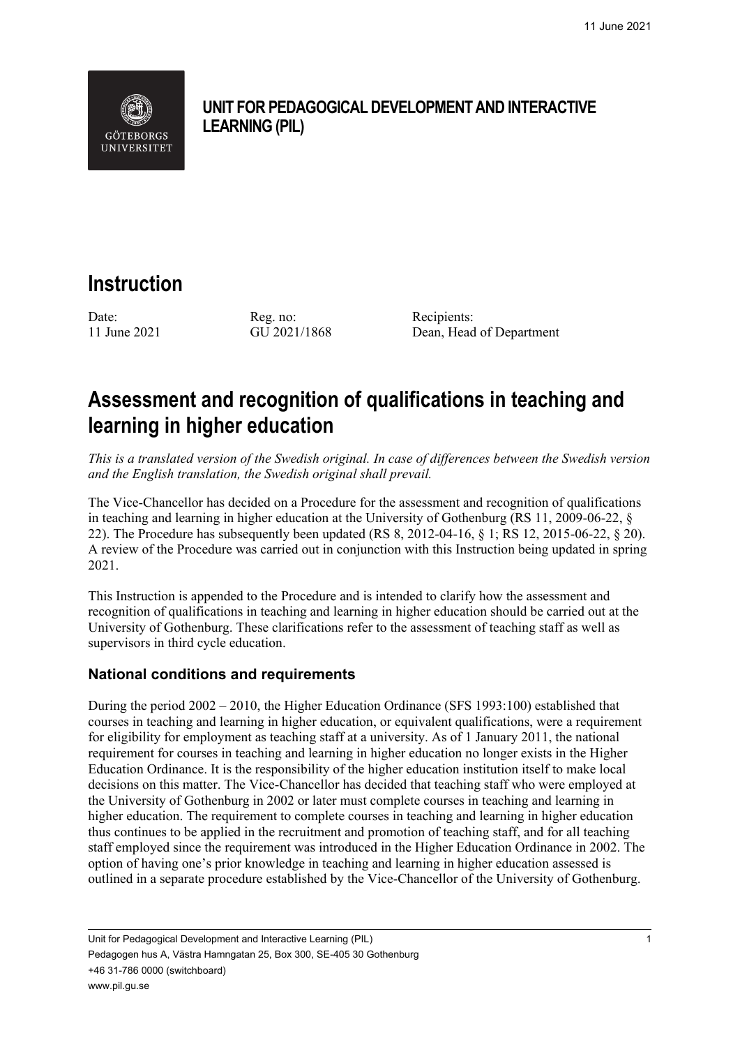**UNIT FOR PEDAGOGICAL DEVELOPMENT AND INTERACTIVE LEARNING (PIL)**

# Instruction

| Date: | Reg. no: | Recipients: |
| --- | --- | --- |
| 11 June 2021 | GU 2021/1868 | Dean, Head of Department |

# Assessment and recognition of qualifications in teaching and learning in higher education

*This is a translated version of the Swedish original. In case of differences between the Swedish version and the English translation, the Swedish original shall prevail.*

The Vice-Chancellor has decided on a Procedure for the assessment and recognition of qualifications in teaching and learning in higher education at the University of Gothenburg (RS 11, 2009-06-22, § 22). The Procedure has subsequently been updated (RS 8, 2012-04-16, § 1; RS 12, 2015-06-22, § 20). A review of the Procedure was carried out in conjunction with this Instruction being updated in spring 2021.

This Instruction is appended to the Procedure and is intended to clarify how the assessment and recognition of qualifications in teaching and learning in higher education should be carried out at the University of Gothenburg. These clarifications refer to the assessment of teaching staff as well as supervisors in third cycle education.

## National conditions and requirements

During the period 2002 – 2010, the Higher Education Ordinance (SFS 1993:100) established that courses in teaching and learning in higher education, or equivalent qualifications, were a requirement for eligibility for employment as teaching staff at a university. As of 1 January 2011, the national requirement for courses in teaching and learning in higher education no longer exists in the Higher Education Ordinance. It is the responsibility of the higher education institution itself to make local decisions on this matter. The Vice-Chancellor has decided that teaching staff who were employed at the University of Gothenburg in 2002 or later must complete courses in teaching and learning in higher education. The requirement to complete courses in teaching and learning in higher education thus continues to be applied in the recruitment and promotion of teaching staff, and for all teaching staff employed since the requirement was introduced in the Higher Education Ordinance in 2002. The option of having one's prior knowledge in teaching and learning in higher education assessed is outlined in a separate procedure established by the Vice-Chancellor of the University of Gothenburg.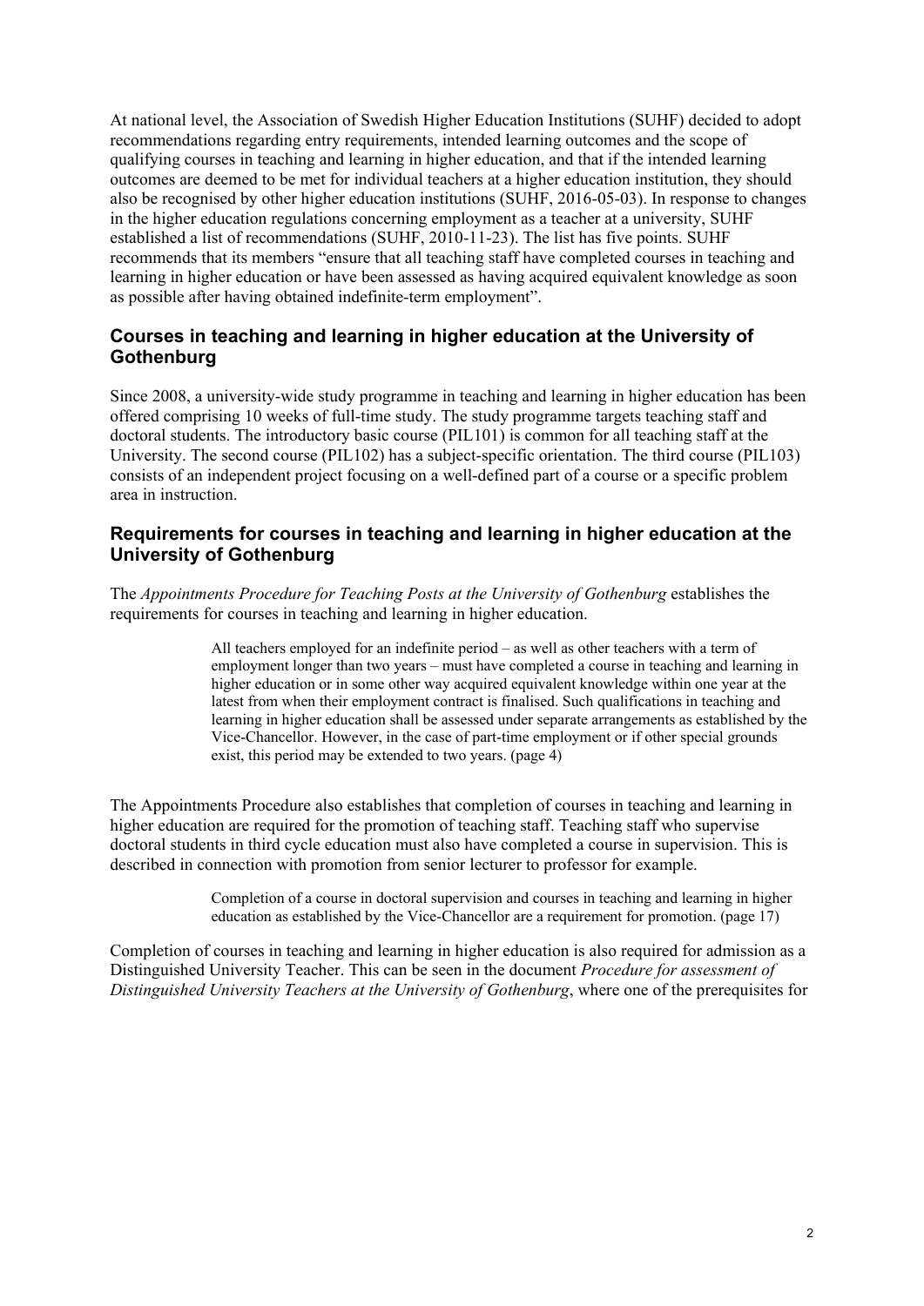At national level, the Association of Swedish Higher Education Institutions (SUHF) decided to adopt recommendations regarding entry requirements, intended learning outcomes and the scope of qualifying courses in teaching and learning in higher education, and that if the intended learning outcomes are deemed to be met for individual teachers at a higher education institution, they should also be recognised by other higher education institutions (SUHF, 2016-05-03). In response to changes in the higher education regulations concerning employment as a teacher at a university, SUHF established a list of recommendations (SUHF, 2010-11-23). The list has five points. SUHF recommends that its members "ensure that all teaching staff have completed courses in teaching and learning in higher education or have been assessed as having acquired equivalent knowledge as soon as possible after having obtained indefinite-term employment".

## Courses in teaching and learning in higher education at the University of Gothenburg

Since 2008, a university-wide study programme in teaching and learning in higher education has been offered comprising 10 weeks of full-time study. The study programme targets teaching staff and doctoral students. The introductory basic course (PIL101) is common for all teaching staff at the University. The second course (PIL102) has a subject-specific orientation. The third course (PIL103) consists of an independent project focusing on a well-defined part of a course or a specific problem area in instruction.

## Requirements for courses in teaching and learning in higher education at the University of Gothenburg

The *Appointments Procedure for Teaching Posts at the University of Gothenburg* establishes the requirements for courses in teaching and learning in higher education.

> All teachers employed for an indefinite period – as well as other teachers with a term of employment longer than two years – must have completed a course in teaching and learning in higher education or in some other way acquired equivalent knowledge within one year at the latest from when their employment contract is finalised. Such qualifications in teaching and learning in higher education shall be assessed under separate arrangements as established by the Vice-Chancellor. However, in the case of part-time employment or if other special grounds exist, this period may be extended to two years. (page 4)

The Appointments Procedure also establishes that completion of courses in teaching and learning in higher education are required for the promotion of teaching staff. Teaching staff who supervise doctoral students in third cycle education must also have completed a course in supervision. This is described in connection with promotion from senior lecturer to professor for example.

> Completion of a course in doctoral supervision and courses in teaching and learning in higher education as established by the Vice-Chancellor are a requirement for promotion. (page 17)

Completion of courses in teaching and learning in higher education is also required for admission as a Distinguished University Teacher. This can be seen in the document *Procedure for assessment of Distinguished University Teachers at the University of Gothenburg*, where one of the prerequisites for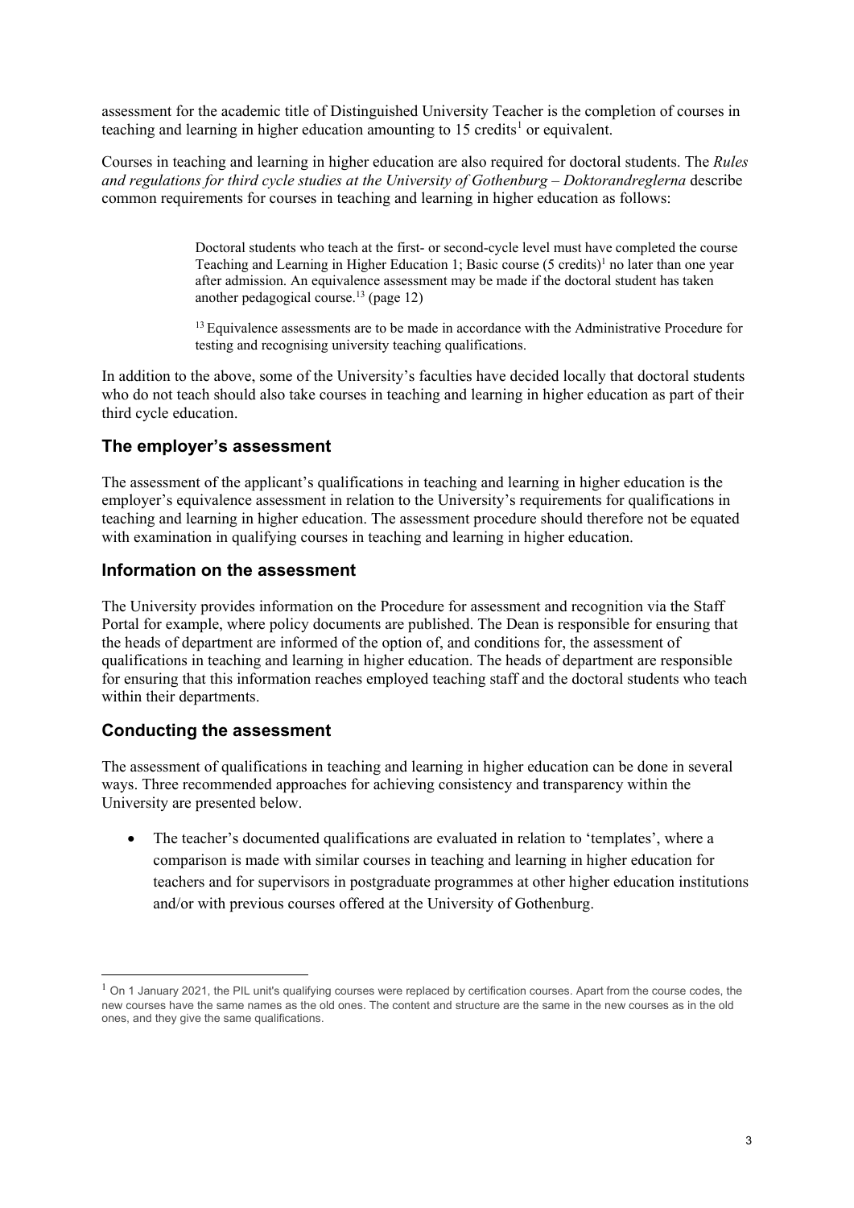assessment for the academic title of Distinguished University Teacher is the completion of courses in teaching and learning in higher education amounting to 15 credits[1] or equivalent.

Courses in teaching and learning in higher education are also required for doctoral students. The *Rules and regulations for third cycle studies at the University of Gothenburg – Doktorandreglerna* describe common requirements for courses in teaching and learning in higher education as follows:

> Doctoral students who teach at the first- or second-cycle level must have completed the course Teaching and Learning in Higher Education 1; Basic course (5 credits)[1] no later than one year after admission. An equivalence assessment may be made if the doctoral student has taken another pedagogical course.[13] (page 12)
>
> [13] Equivalence assessments are to be made in accordance with the Administrative Procedure for testing and recognising university teaching qualifications.

In addition to the above, some of the University's faculties have decided locally that doctoral students who do not teach should also take courses in teaching and learning in higher education as part of their third cycle education.

## The employer's assessment

The assessment of the applicant's qualifications in teaching and learning in higher education is the employer's equivalence assessment in relation to the University's requirements for qualifications in teaching and learning in higher education. The assessment procedure should therefore not be equated with examination in qualifying courses in teaching and learning in higher education.

## Information on the assessment

The University provides information on the Procedure for assessment and recognition via the Staff Portal for example, where policy documents are published. The Dean is responsible for ensuring that the heads of department are informed of the option of, and conditions for, the assessment of qualifications in teaching and learning in higher education. The heads of department are responsible for ensuring that this information reaches employed teaching staff and the doctoral students who teach within their departments.

## Conducting the assessment

The assessment of qualifications in teaching and learning in higher education can be done in several ways. Three recommended approaches for achieving consistency and transparency within the University are presented below.

- The teacher's documented qualifications are evaluated in relation to 'templates', where a comparison is made with similar courses in teaching and learning in higher education for teachers and for supervisors in postgraduate programmes at other higher education institutions and/or with previous courses offered at the University of Gothenburg.

---

[1] On 1 January 2021, the PIL unit's qualifying courses were replaced by certification courses. Apart from the course codes, the new courses have the same names as the old ones. The content and structure are the same in the new courses as in the old ones, and they give the same qualifications.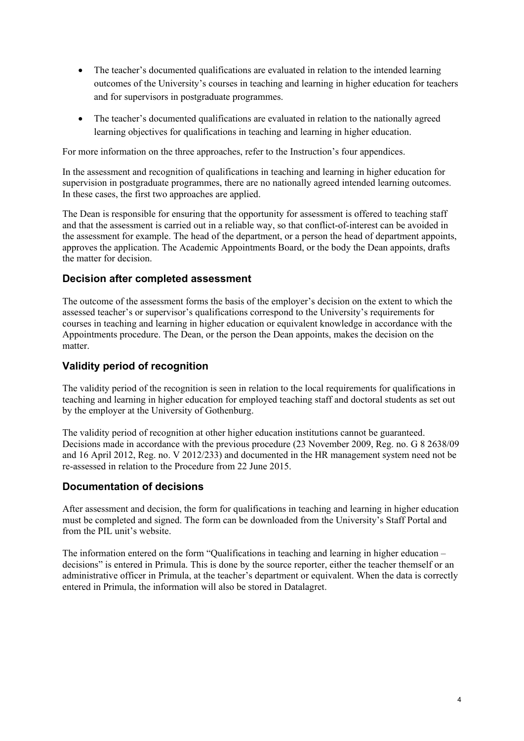- The teacher's documented qualifications are evaluated in relation to the intended learning outcomes of the University's courses in teaching and learning in higher education for teachers and for supervisors in postgraduate programmes.

- The teacher's documented qualifications are evaluated in relation to the nationally agreed learning objectives for qualifications in teaching and learning in higher education.

For more information on the three approaches, refer to the Instruction's four appendices.

In the assessment and recognition of qualifications in teaching and learning in higher education for supervision in postgraduate programmes, there are no nationally agreed intended learning outcomes. In these cases, the first two approaches are applied.

The Dean is responsible for ensuring that the opportunity for assessment is offered to teaching staff and that the assessment is carried out in a reliable way, so that conflict-of-interest can be avoided in the assessment for example. The head of the department, or a person the head of department appoints, approves the application. The Academic Appointments Board, or the body the Dean appoints, drafts the matter for decision.

## Decision after completed assessment

The outcome of the assessment forms the basis of the employer's decision on the extent to which the assessed teacher's or supervisor's qualifications correspond to the University's requirements for courses in teaching and learning in higher education or equivalent knowledge in accordance with the Appointments procedure. The Dean, or the person the Dean appoints, makes the decision on the matter.

## Validity period of recognition

The validity period of the recognition is seen in relation to the local requirements for qualifications in teaching and learning in higher education for employed teaching staff and doctoral students as set out by the employer at the University of Gothenburg.

The validity period of recognition at other higher education institutions cannot be guaranteed. Decisions made in accordance with the previous procedure (23 November 2009, Reg. no. G 8 2638/09 and 16 April 2012, Reg. no. V 2012/233) and documented in the HR management system need not be re-assessed in relation to the Procedure from 22 June 2015.

## Documentation of decisions

After assessment and decision, the form for qualifications in teaching and learning in higher education must be completed and signed. The form can be downloaded from the University's Staff Portal and from the PIL unit's website.

The information entered on the form "Qualifications in teaching and learning in higher education – decisions" is entered in Primula. This is done by the source reporter, either the teacher themself or an administrative officer in Primula, at the teacher's department or equivalent. When the data is correctly entered in Primula, the information will also be stored in Datalagret.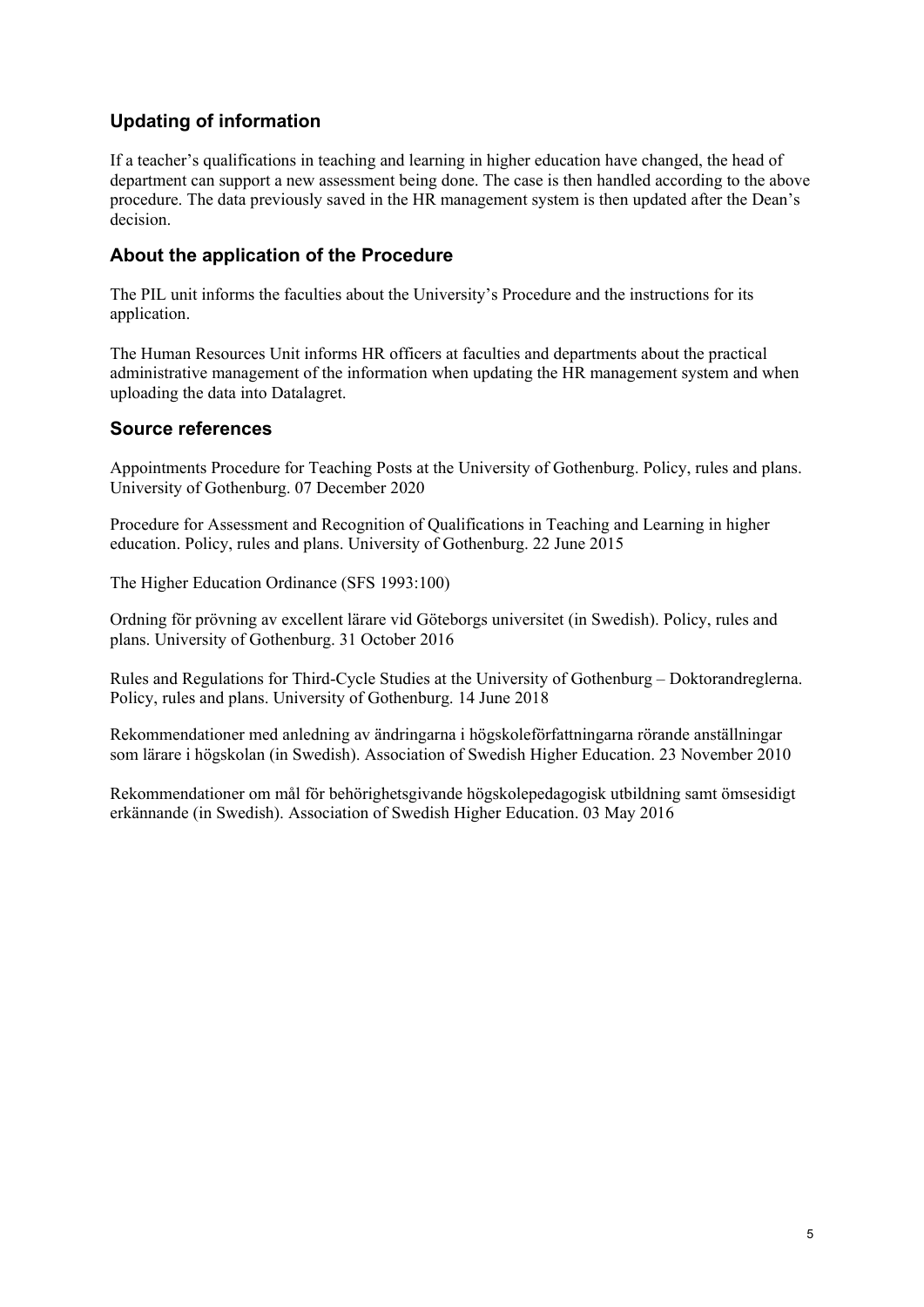## Updating of information

If a teacher's qualifications in teaching and learning in higher education have changed, the head of department can support a new assessment being done. The case is then handled according to the above procedure. The data previously saved in the HR management system is then updated after the Dean's decision.

## About the application of the Procedure

The PIL unit informs the faculties about the University's Procedure and the instructions for its application.

The Human Resources Unit informs HR officers at faculties and departments about the practical administrative management of the information when updating the HR management system and when uploading the data into Datalagret.

## Source references

Appointments Procedure for Teaching Posts at the University of Gothenburg. Policy, rules and plans. University of Gothenburg. 07 December 2020

Procedure for Assessment and Recognition of Qualifications in Teaching and Learning in higher education. Policy, rules and plans. University of Gothenburg. 22 June 2015

The Higher Education Ordinance (SFS 1993:100)

Ordning för prövning av excellent lärare vid Göteborgs universitet (in Swedish). Policy, rules and plans. University of Gothenburg. 31 October 2016

Rules and Regulations for Third-Cycle Studies at the University of Gothenburg – Doktorandreglerna. Policy, rules and plans. University of Gothenburg. 14 June 2018

Rekommendationer med anledning av ändringarna i högskoleförfattningarna rörande anställningar som lärare i högskolan (in Swedish). Association of Swedish Higher Education. 23 November 2010

Rekommendationer om mål för behörighetsgivande högskolepedagogisk utbildning samt ömsesidigt erkännande (in Swedish). Association of Swedish Higher Education. 03 May 2016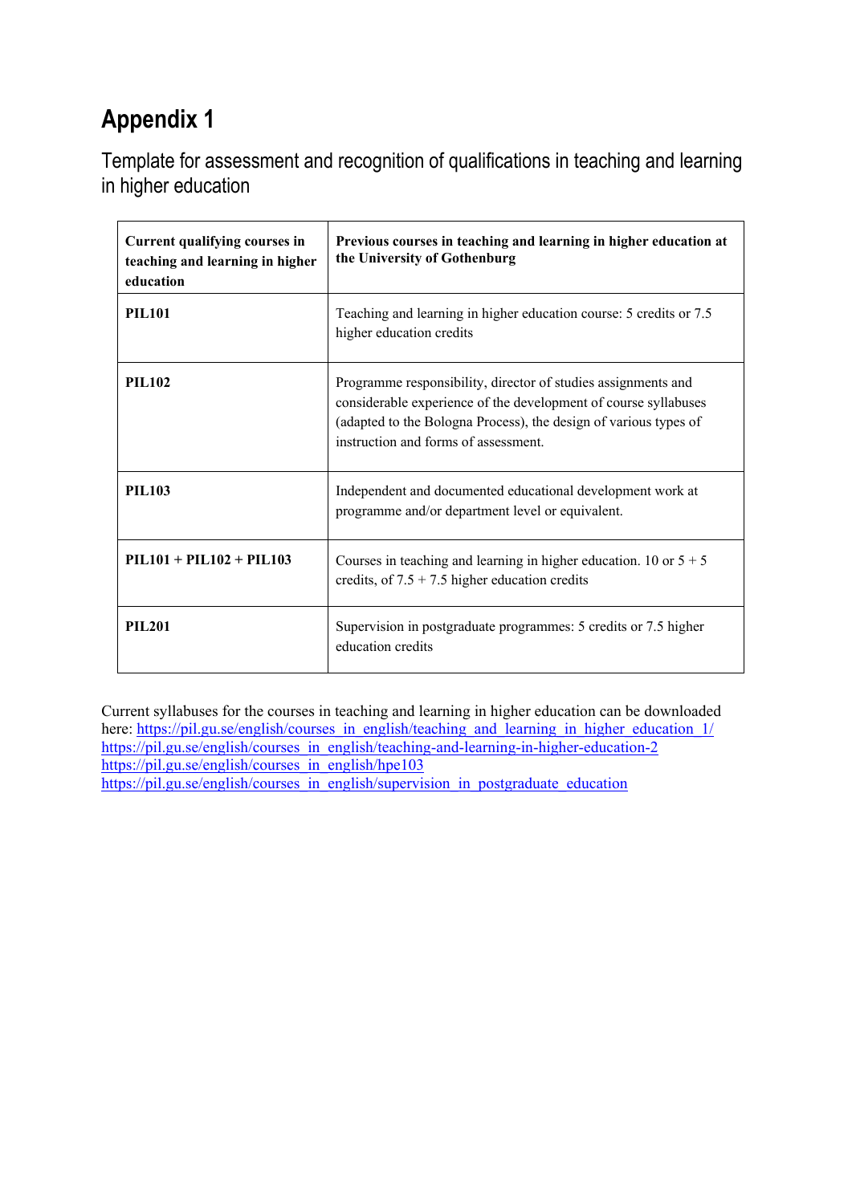# Appendix 1

Template for assessment and recognition of qualifications in teaching and learning in higher education

| Current qualifying courses in teaching and learning in higher education | Previous courses in teaching and learning in higher education at the University of Gothenburg |
|---|---|
| **PIL101** | Teaching and learning in higher education course: 5 credits or 7.5 higher education credits |
| **PIL102** | Programme responsibility, director of studies assignments and considerable experience of the development of course syllabuses (adapted to the Bologna Process), the design of various types of instruction and forms of assessment. |
| **PIL103** | Independent and documented educational development work at programme and/or department level or equivalent. |
| **PIL101 + PIL102 + PIL103** | Courses in teaching and learning in higher education. 10 or 5 + 5 credits, of 7.5 + 7.5 higher education credits |
| **PIL201** | Supervision in postgraduate programmes: 5 credits or 7.5 higher education credits |

Current syllabuses for the courses in teaching and learning in higher education can be downloaded here: https://pil.gu.se/english/courses_in_english/teaching_and_learning_in_higher_education_1/
https://pil.gu.se/english/courses_in_english/teaching-and-learning-in-higher-education-2
https://pil.gu.se/english/courses_in_english/hpe103
https://pil.gu.se/english/courses_in_english/supervision_in_postgraduate_education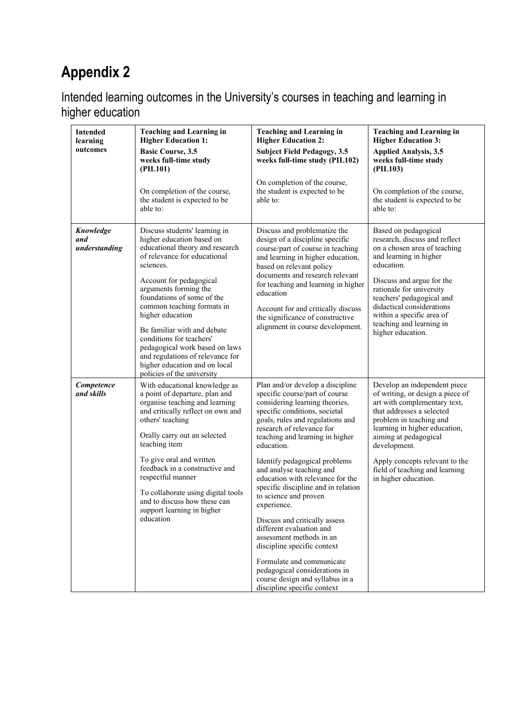# Appendix 2

## Intended learning outcomes in the University's courses in teaching and learning in higher education

| Intended learning outcomes | **Teaching and Learning in Higher Education 1: Basic Course, 3.5 weeks full-time study (PIL101)**<br><br>On completion of the course, the student is expected to be able to: | **Teaching and Learning in Higher Education 2: Subject Field Pedagogy, 3.5 weeks full-time study (PIL102)**<br><br>On completion of the course, the student is expected to be able to: | **Teaching and Learning in Higher Education 3: Applied Analysis, 3.5 weeks full-time study (PIL103)**<br><br>On completion of the course, the student is expected to be able to: |
|---|---|---|---|
| ***Knowledge and understanding*** | Discuss students' learning in higher education based on educational theory and research of relevance for educational sciences.<br><br>Account for pedagogical arguments forming the foundations of some of the common teaching formats in higher education<br><br>Be familiar with and debate conditions for teachers' pedagogical work based on laws and regulations of relevance for higher education and on local policies of the university | Discuss and problematize the design of a discipline specific course/part of course in teaching and learning in higher education, based on relevant policy documents and research relevant for teaching and learning in higher education<br><br>Account for and critically discuss the significance of constructive alignment in course development. | Based on pedagogical research, discuss and reflect on a chosen area of teaching and learning in higher education.<br><br>Discuss and argue for the rationale for university teachers' pedagogical and didactical considerations within a specific area of teaching and learning in higher education. |
| ***Competence and skills*** | With educational knowledge as a point of departure, plan and organise teaching and learning and critically reflect on own and others' teaching<br><br>Orally carry out an selected teaching item<br><br>To give oral and written feedback in a constructive and respectful manner<br><br>To collaborate using digital tools and to discuss how these can support learning in higher education | Plan and/or develop a discipline specific course/part of course considering learning theories, specific conditions, societal goals, rules and regulations and research of relevance for teaching and learning in higher education.<br><br>Identify pedagogical problems and analyse teaching and education with relevance for the specific discipline and in relation to science and proven experience.<br><br>Discuss and critically assess different evaluation and assessment methods in an discipline specific context<br><br>Formulate and communicate pedagogical considerations in course design and syllabus in a discipline specific context | Develop an independent piece of writing, or design a piece of art with complementary text, that addresses a selected problem in teaching and learning in higher education, aiming at pedagogical development.<br><br>Apply concepts relevant to the field of teaching and learning in higher education. |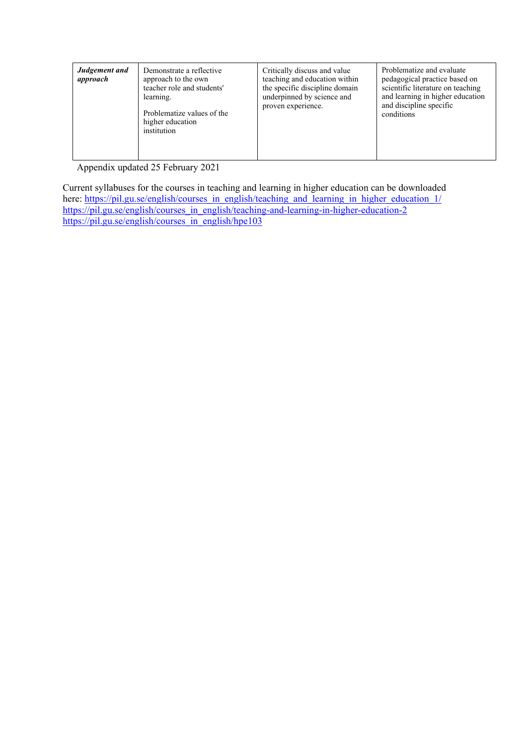| ***Judgement and approach*** | Demonstrate a reflective approach to the own teacher role and students' learning.<br><br>Problematize values of the higher education institution | Critically discuss and value teaching and education within the specific discipline domain underpinned by science and proven experience. | Problematize and evaluate pedagogical practice based on scientific literature on teaching and learning in higher education and discipline specific conditions |
|---|---|---|---|

Appendix updated 25 February 2021

Current syllabuses for the courses in teaching and learning in higher education can be downloaded here: https://pil.gu.se/english/courses_in_english/teaching_and_learning_in_higher_education_1/
https://pil.gu.se/english/courses_in_english/teaching-and-learning-in-higher-education-2
https://pil.gu.se/english/courses_in_english/hpe103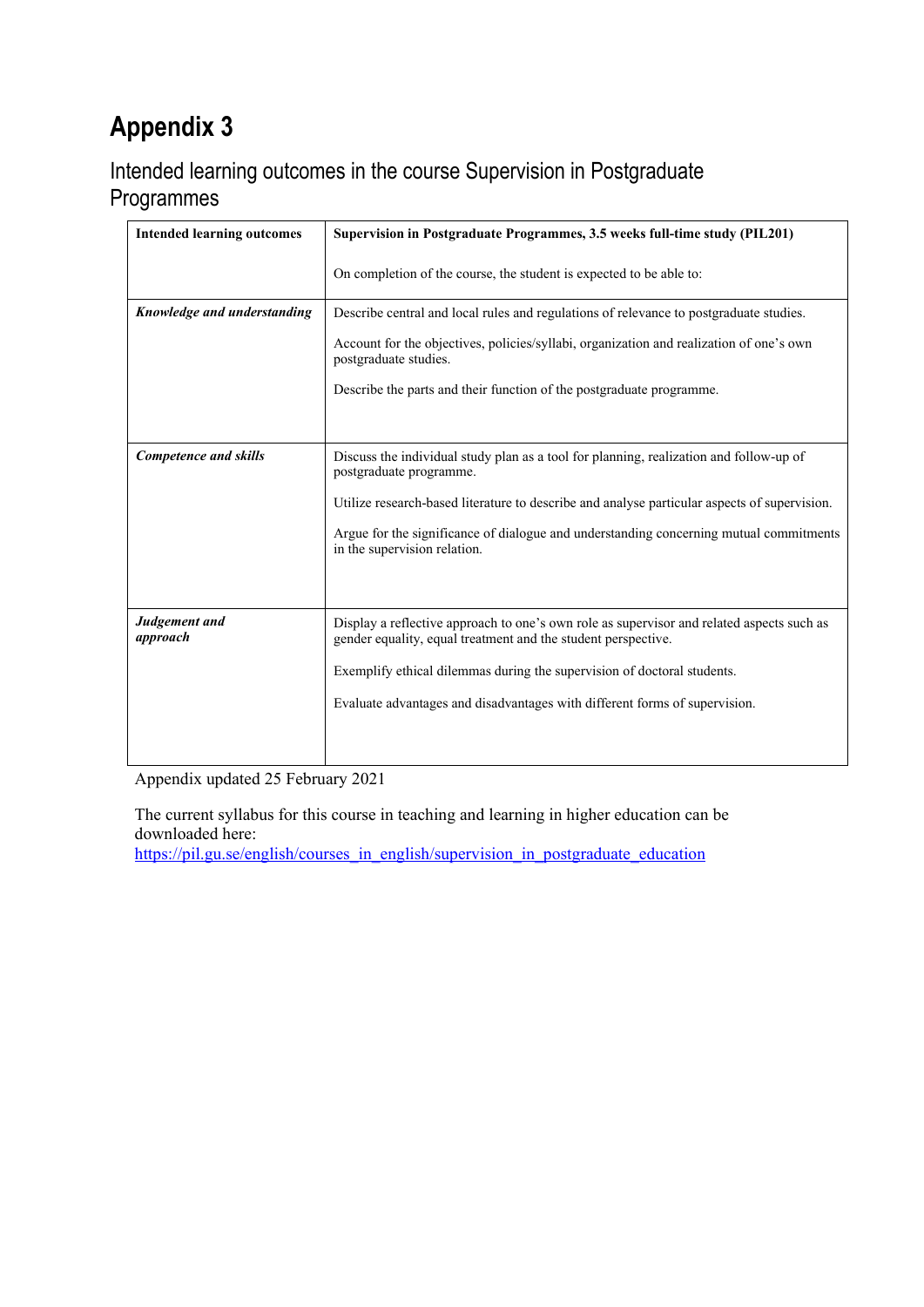# Appendix 3

## Intended learning outcomes in the course Supervision in Postgraduate Programmes

| **Intended learning outcomes** | **Supervision in Postgraduate Programmes, 3.5 weeks full-time study (PIL201)**<br><br>On completion of the course, the student is expected to be able to: |
|---|---|
| ***Knowledge and understanding*** | Describe central and local rules and regulations of relevance to postgraduate studies.<br><br>Account for the objectives, policies/syllabi, organization and realization of one's own postgraduate studies.<br><br>Describe the parts and their function of the postgraduate programme. |
| ***Competence and skills*** | Discuss the individual study plan as a tool for planning, realization and follow-up of postgraduate programme.<br><br>Utilize research-based literature to describe and analyse particular aspects of supervision.<br><br>Argue for the significance of dialogue and understanding concerning mutual commitments in the supervision relation. |
| ***Judgement and approach*** | Display a reflective approach to one's own role as supervisor and related aspects such as gender equality, equal treatment and the student perspective.<br><br>Exemplify ethical dilemmas during the supervision of doctoral students.<br><br>Evaluate advantages and disadvantages with different forms of supervision. |

Appendix updated 25 February 2021

The current syllabus for this course in teaching and learning in higher education can be downloaded here:
https://pil.gu.se/english/courses_in_english/supervision_in_postgraduate_education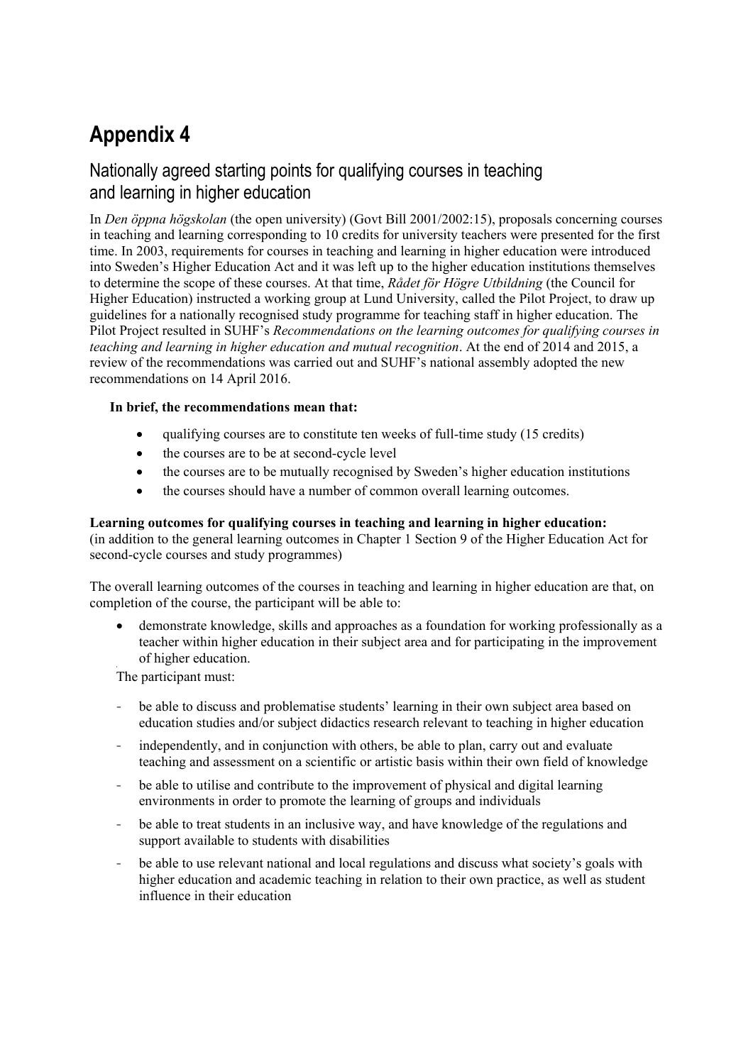# Appendix 4

## Nationally agreed starting points for qualifying courses in teaching and learning in higher education

In *Den öppna högskolan* (the open university) (Govt Bill 2001/2002:15), proposals concerning courses in teaching and learning corresponding to 10 credits for university teachers were presented for the first time. In 2003, requirements for courses in teaching and learning in higher education were introduced into Sweden's Higher Education Act and it was left up to the higher education institutions themselves to determine the scope of these courses. At that time, *Rådet för Högre Utbildning* (the Council for Higher Education) instructed a working group at Lund University, called the Pilot Project, to draw up guidelines for a nationally recognised study programme for teaching staff in higher education. The Pilot Project resulted in SUHF's *Recommendations on the learning outcomes for qualifying courses in teaching and learning in higher education and mutual recognition*. At the end of 2014 and 2015, a review of the recommendations was carried out and SUHF's national assembly adopted the new recommendations on 14 April 2016.

**In brief, the recommendations mean that:**

- qualifying courses are to constitute ten weeks of full-time study (15 credits)
- the courses are to be at second-cycle level
- the courses are to be mutually recognised by Sweden's higher education institutions
- the courses should have a number of common overall learning outcomes.

**Learning outcomes for qualifying courses in teaching and learning in higher education:**
(in addition to the general learning outcomes in Chapter 1 Section 9 of the Higher Education Act for second-cycle courses and study programmes)

The overall learning outcomes of the courses in teaching and learning in higher education are that, on completion of the course, the participant will be able to:

- demonstrate knowledge, skills and approaches as a foundation for working professionally as a teacher within higher education in their subject area and for participating in the improvement of higher education.

The participant must:

- be able to discuss and problematise students' learning in their own subject area based on education studies and/or subject didactics research relevant to teaching in higher education
- independently, and in conjunction with others, be able to plan, carry out and evaluate teaching and assessment on a scientific or artistic basis within their own field of knowledge
- be able to utilise and contribute to the improvement of physical and digital learning environments in order to promote the learning of groups and individuals
- be able to treat students in an inclusive way, and have knowledge of the regulations and support available to students with disabilities
- be able to use relevant national and local regulations and discuss what society's goals with higher education and academic teaching in relation to their own practice, as well as student influence in their education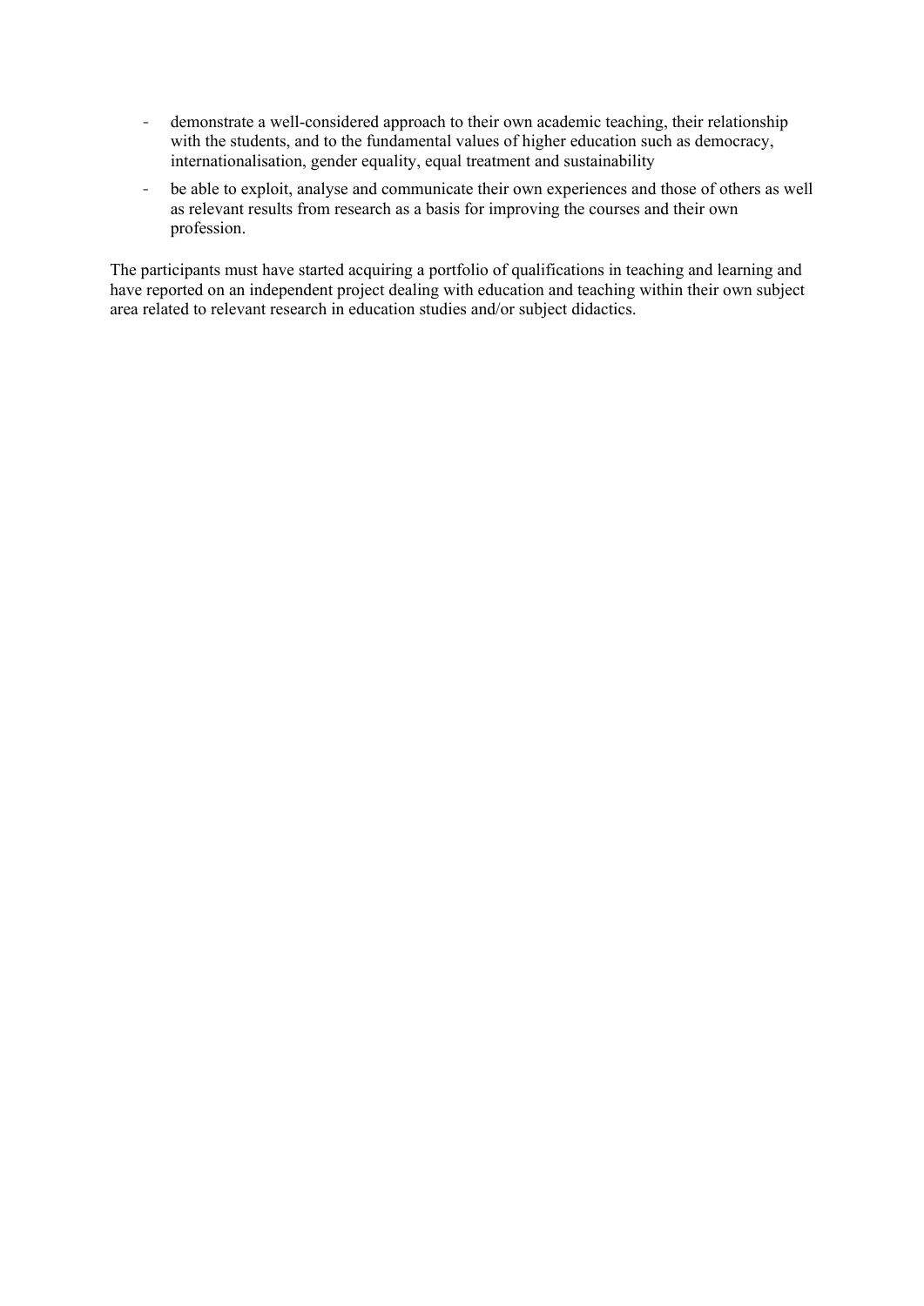- demonstrate a well-considered approach to their own academic teaching, their relationship with the students, and to the fundamental values of higher education such as democracy, internationalisation, gender equality, equal treatment and sustainability
- be able to exploit, analyse and communicate their own experiences and those of others as well as relevant results from research as a basis for improving the courses and their own profession.

The participants must have started acquiring a portfolio of qualifications in teaching and learning and have reported on an independent project dealing with education and teaching within their own subject area related to relevant research in education studies and/or subject didactics.